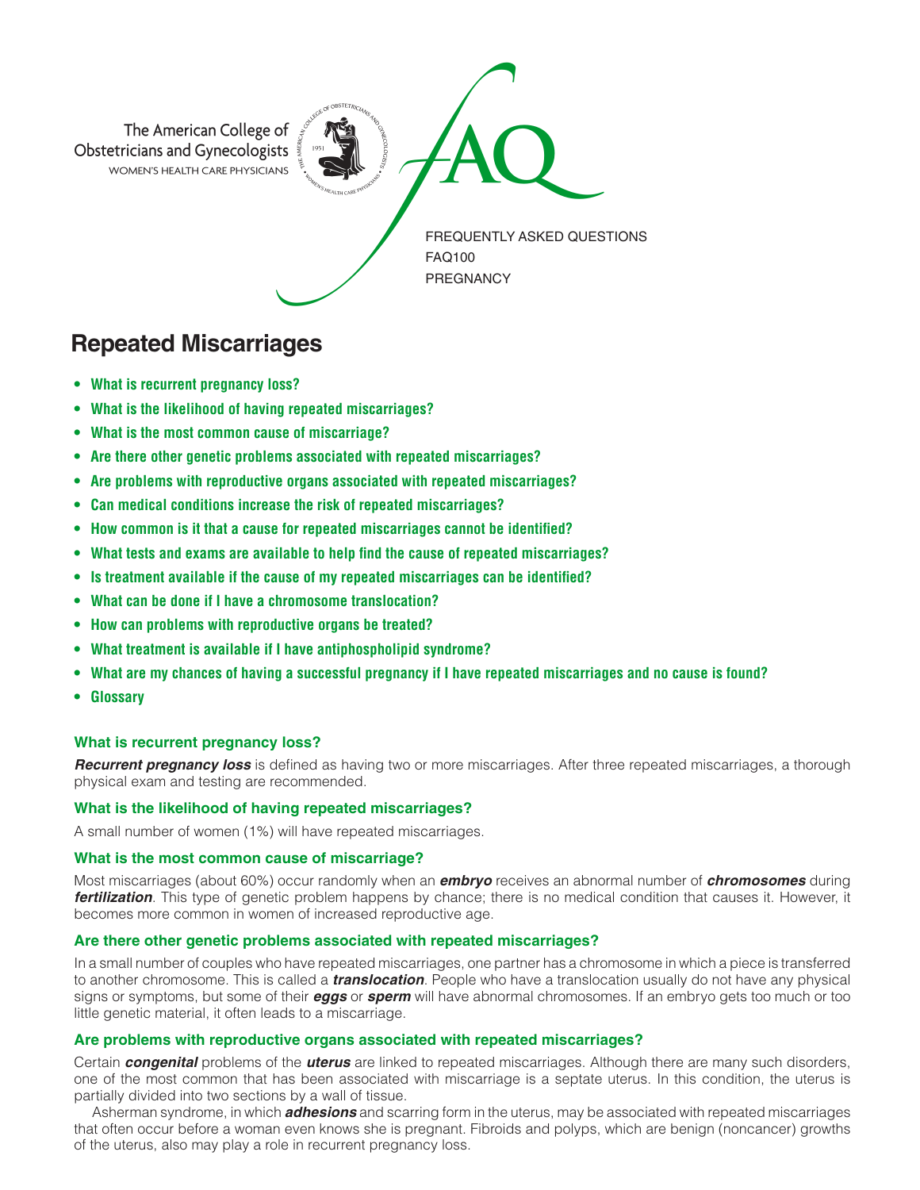The American College of Obstetricians and Gynecologists
WOMEN'S HEALTH CARE PHYSICIANS

FAQ

FREQUENTLY ASKED QUESTIONS
FAQ100
PREGNANCY

# Repeated Miscarriages

- **What is recurrent pregnancy loss?**
- **What is the likelihood of having repeated miscarriages?**
- **What is the most common cause of miscarriage?**
- **Are there other genetic problems associated with repeated miscarriages?**
- **Are problems with reproductive organs associated with repeated miscarriages?**
- **Can medical conditions increase the risk of repeated miscarriages?**
- **How common is it that a cause for repeated miscarriages cannot be identified?**
- **What tests and exams are available to help find the cause of repeated miscarriages?**
- **Is treatment available if the cause of my repeated miscarriages can be identified?**
- **What can be done if I have a chromosome translocation?**
- **How can problems with reproductive organs be treated?**
- **What treatment is available if I have antiphospholipid syndrome?**
- **What are my chances of having a successful pregnancy if I have repeated miscarriages and no cause is found?**
- **Glossary**

### What is recurrent pregnancy loss?

***Recurrent pregnancy loss*** is defined as having two or more miscarriages. After three repeated miscarriages, a thorough physical exam and testing are recommended.

### What is the likelihood of having repeated miscarriages?

A small number of women (1%) will have repeated miscarriages.

### What is the most common cause of miscarriage?

Most miscarriages (about 60%) occur randomly when an ***embryo*** receives an abnormal number of ***chromosomes*** during ***fertilization***. This type of genetic problem happens by chance; there is no medical condition that causes it. However, it becomes more common in women of increased reproductive age.

### Are there other genetic problems associated with repeated miscarriages?

In a small number of couples who have repeated miscarriages, one partner has a chromosome in which a piece is transferred to another chromosome. This is called a ***translocation***. People who have a translocation usually do not have any physical signs or symptoms, but some of their ***eggs*** or ***sperm*** will have abnormal chromosomes. If an embryo gets too much or too little genetic material, it often leads to a miscarriage.

### Are problems with reproductive organs associated with repeated miscarriages?

Certain ***congenital*** problems of the ***uterus*** are linked to repeated miscarriages. Although there are many such disorders, one of the most common that has been associated with miscarriage is a septate uterus. In this condition, the uterus is partially divided into two sections by a wall of tissue.

Asherman syndrome, in which ***adhesions*** and scarring form in the uterus, may be associated with repeated miscarriages that often occur before a woman even knows she is pregnant. Fibroids and polyps, which are benign (noncancer) growths of the uterus, also may play a role in recurrent pregnancy loss.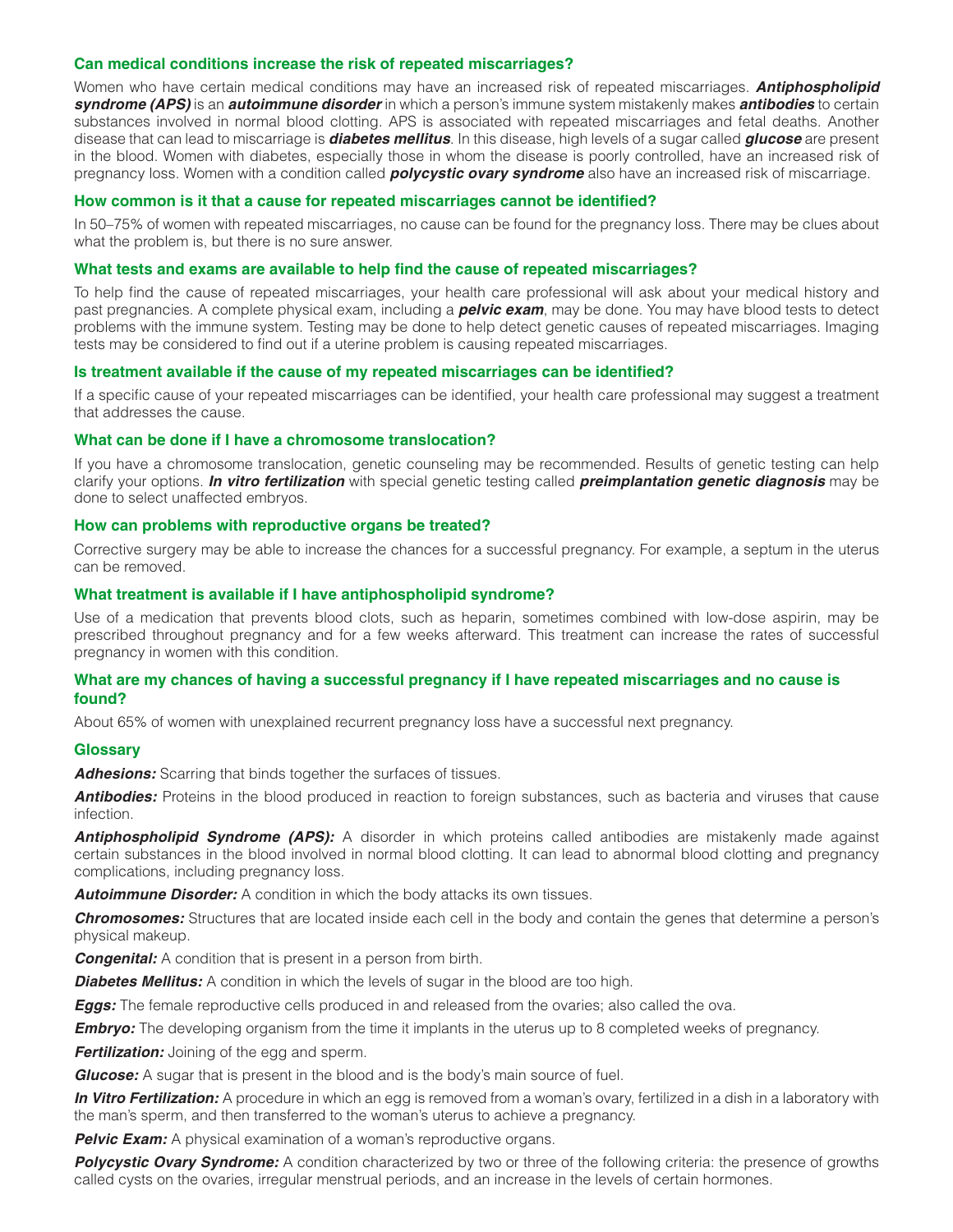### Can medical conditions increase the risk of repeated miscarriages?

Women who have certain medical conditions may have an increased risk of repeated miscarriages. ***Antiphospholipid syndrome (APS)*** is an ***autoimmune disorder*** in which a person's immune system mistakenly makes ***antibodies*** to certain substances involved in normal blood clotting. APS is associated with repeated miscarriages and fetal deaths. Another disease that can lead to miscarriage is ***diabetes mellitus***. In this disease, high levels of a sugar called ***glucose*** are present in the blood. Women with diabetes, especially those in whom the disease is poorly controlled, have an increased risk of pregnancy loss. Women with a condition called ***polycystic ovary syndrome*** also have an increased risk of miscarriage.

### How common is it that a cause for repeated miscarriages cannot be identified?

In 50–75% of women with repeated miscarriages, no cause can be found for the pregnancy loss. There may be clues about what the problem is, but there is no sure answer.

### What tests and exams are available to help find the cause of repeated miscarriages?

To help find the cause of repeated miscarriages, your health care professional will ask about your medical history and past pregnancies. A complete physical exam, including a ***pelvic exam***, may be done. You may have blood tests to detect problems with the immune system. Testing may be done to help detect genetic causes of repeated miscarriages. Imaging tests may be considered to find out if a uterine problem is causing repeated miscarriages.

### Is treatment available if the cause of my repeated miscarriages can be identified?

If a specific cause of your repeated miscarriages can be identified, your health care professional may suggest a treatment that addresses the cause.

### What can be done if I have a chromosome translocation?

If you have a chromosome translocation, genetic counseling may be recommended. Results of genetic testing can help clarify your options. ***In vitro fertilization*** with special genetic testing called ***preimplantation genetic diagnosis*** may be done to select unaffected embryos.

### How can problems with reproductive organs be treated?

Corrective surgery may be able to increase the chances for a successful pregnancy. For example, a septum in the uterus can be removed.

### What treatment is available if I have antiphospholipid syndrome?

Use of a medication that prevents blood clots, such as heparin, sometimes combined with low-dose aspirin, may be prescribed throughout pregnancy and for a few weeks afterward. This treatment can increase the rates of successful pregnancy in women with this condition.

### What are my chances of having a successful pregnancy if I have repeated miscarriages and no cause is found?

About 65% of women with unexplained recurrent pregnancy loss have a successful next pregnancy.

### Glossary

***Adhesions:*** Scarring that binds together the surfaces of tissues.

***Antibodies:*** Proteins in the blood produced in reaction to foreign substances, such as bacteria and viruses that cause infection.

***Antiphospholipid Syndrome (APS):*** A disorder in which proteins called antibodies are mistakenly made against certain substances in the blood involved in normal blood clotting. It can lead to abnormal blood clotting and pregnancy complications, including pregnancy loss.

***Autoimmune Disorder:*** A condition in which the body attacks its own tissues.

***Chromosomes:*** Structures that are located inside each cell in the body and contain the genes that determine a person's physical makeup.

***Congenital:*** A condition that is present in a person from birth.

***Diabetes Mellitus:*** A condition in which the levels of sugar in the blood are too high.

***Eggs:*** The female reproductive cells produced in and released from the ovaries; also called the ova.

***Embryo:*** The developing organism from the time it implants in the uterus up to 8 completed weeks of pregnancy.

***Fertilization:*** Joining of the egg and sperm.

***Glucose:*** A sugar that is present in the blood and is the body's main source of fuel.

***In Vitro Fertilization:*** A procedure in which an egg is removed from a woman's ovary, fertilized in a dish in a laboratory with the man's sperm, and then transferred to the woman's uterus to achieve a pregnancy.

***Pelvic Exam:*** A physical examination of a woman's reproductive organs.

***Polycystic Ovary Syndrome:*** A condition characterized by two or three of the following criteria: the presence of growths called cysts on the ovaries, irregular menstrual periods, and an increase in the levels of certain hormones.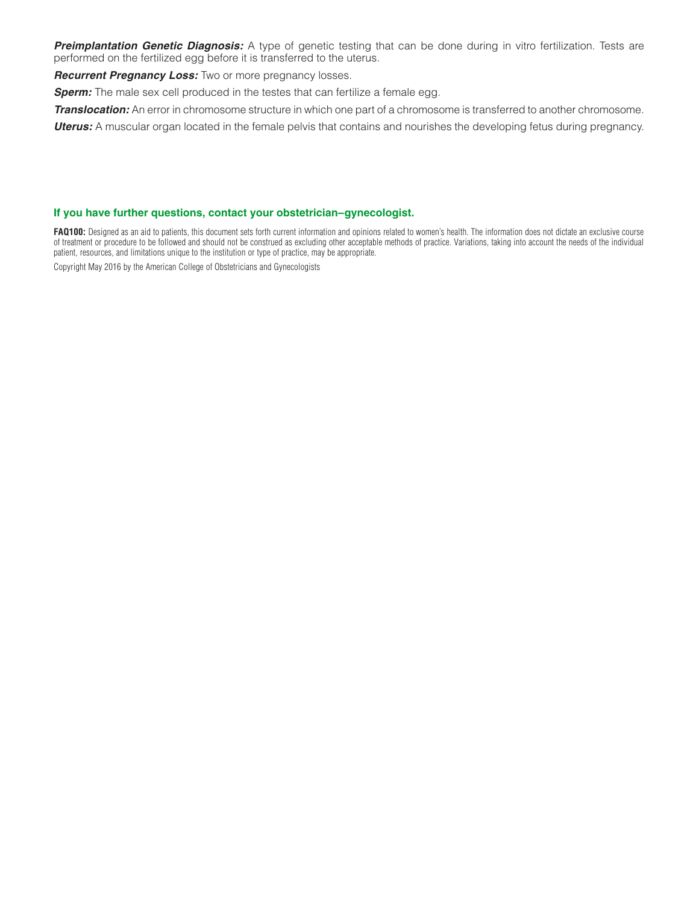***Preimplantation Genetic Diagnosis:*** A type of genetic testing that can be done during in vitro fertilization. Tests are performed on the fertilized egg before it is transferred to the uterus.

***Recurrent Pregnancy Loss:*** Two or more pregnancy losses.

***Sperm:*** The male sex cell produced in the testes that can fertilize a female egg.

***Translocation:*** An error in chromosome structure in which one part of a chromosome is transferred to another chromosome.

***Uterus:*** A muscular organ located in the female pelvis that contains and nourishes the developing fetus during pregnancy.

**If you have further questions, contact your obstetrician–gynecologist.**

**FAQ100:** Designed as an aid to patients, this document sets forth current information and opinions related to women's health. The information does not dictate an exclusive course of treatment or procedure to be followed and should not be construed as excluding other acceptable methods of practice. Variations, taking into account the needs of the individual patient, resources, and limitations unique to the institution or type of practice, may be appropriate.

Copyright May 2016 by the American College of Obstetricians and Gynecologists